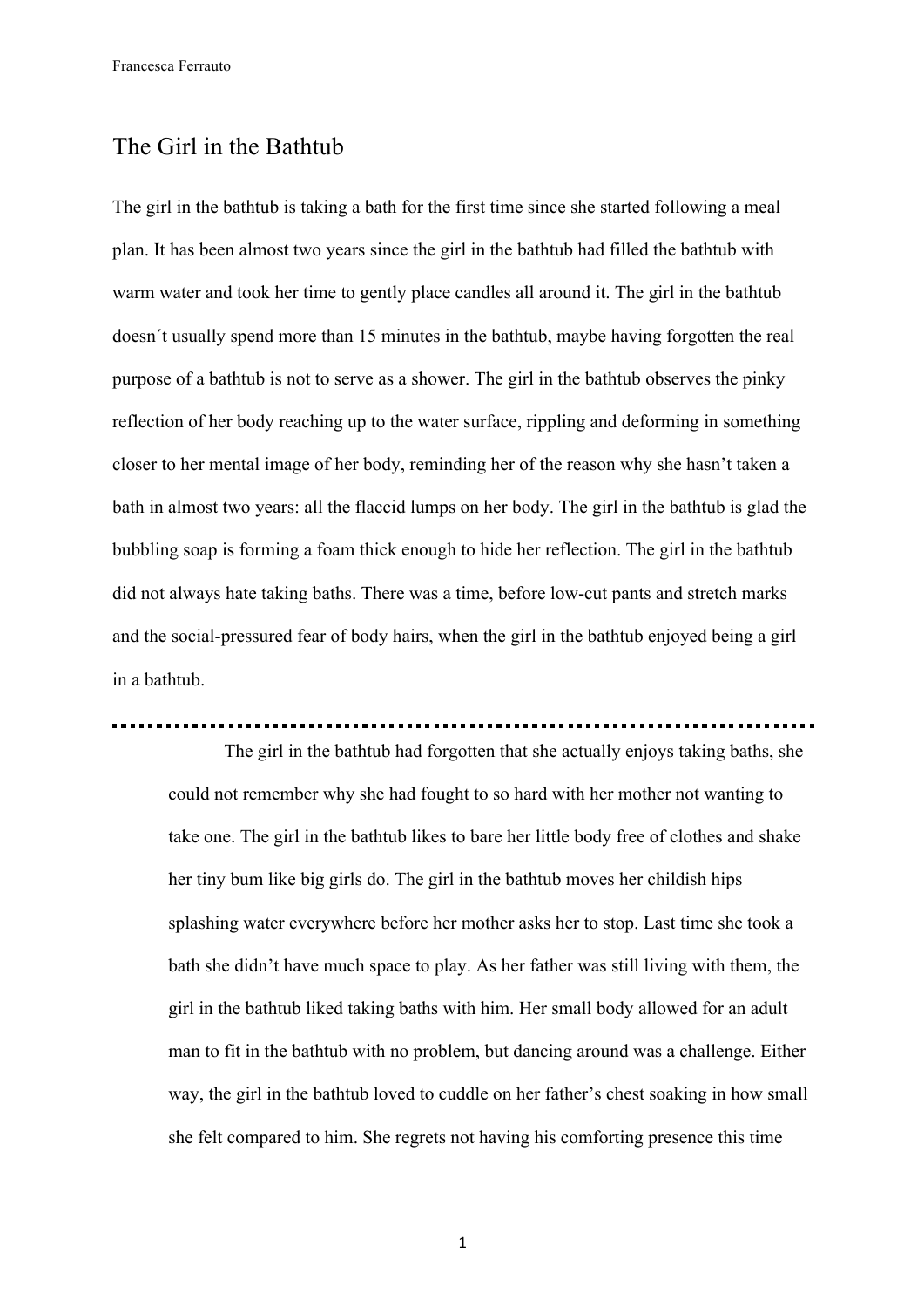# The Girl in the Bathtub

The girl in the bathtub is taking a bath for the first time since she started following a meal plan. It has been almost two years since the girl in the bathtub had filled the bathtub with warm water and took her time to gently place candles all around it. The girl in the bathtub doesn´t usually spend more than 15 minutes in the bathtub, maybe having forgotten the real purpose of a bathtub is not to serve as a shower. The girl in the bathtub observes the pinky reflection of her body reaching up to the water surface, rippling and deforming in something closer to her mental image of her body, reminding her of the reason why she hasn't taken a bath in almost two years: all the flaccid lumps on her body. The girl in the bathtub is glad the bubbling soap is forming a foam thick enough to hide her reflection. The girl in the bathtub did not always hate taking baths. There was a time, before low-cut pants and stretch marks and the social-pressured fear of body hairs, when the girl in the bathtub enjoyed being a girl in a bathtub.

---

> The girl in the bathtub had forgotten that she actually enjoys taking baths, she could not remember why she had fought to so hard with her mother not wanting to take one. The girl in the bathtub likes to bare her little body free of clothes and shake her tiny bum like big girls do. The girl in the bathtub moves her childish hips splashing water everywhere before her mother asks her to stop. Last time she took a bath she didn't have much space to play. As her father was still living with them, the girl in the bathtub liked taking baths with him. Her small body allowed for an adult man to fit in the bathtub with no problem, but dancing around was a challenge. Either way, the girl in the bathtub loved to cuddle on her father's chest soaking in how small she felt compared to him. She regrets not having his comforting presence this time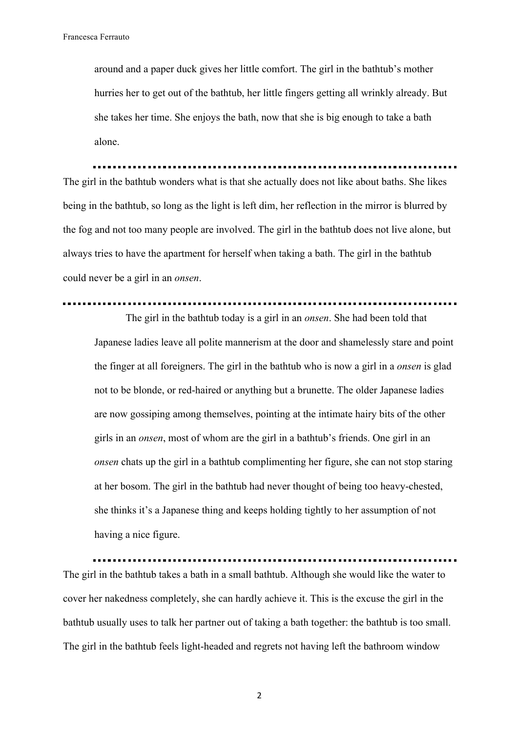> around and a paper duck gives her little comfort. The girl in the bathtub's mother hurries her to get out of the bathtub, her little fingers getting all wrinkly already. But she takes her time. She enjoys the bath, now that she is big enough to take a bath alone.

---

The girl in the bathtub wonders what is that she actually does not like about baths. She likes being in the bathtub, so long as the light is left dim, her reflection in the mirror is blurred by the fog and not too many people are involved. The girl in the bathtub does not live alone, but always tries to have the apartment for herself when taking a bath. The girl in the bathtub could never be a girl in an *onsen*.

---

> The girl in the bathtub today is a girl in an *onsen*. She had been told that Japanese ladies leave all polite mannerism at the door and shamelessly stare and point the finger at all foreigners. The girl in the bathtub who is now a girl in a *onsen* is glad not to be blonde, or red-haired or anything but a brunette. The older Japanese ladies are now gossiping among themselves, pointing at the intimate hairy bits of the other girls in an *onsen*, most of whom are the girl in a bathtub's friends. One girl in an *onsen* chats up the girl in a bathtub complimenting her figure, she can not stop staring at her bosom. The girl in the bathtub had never thought of being too heavy-chested, she thinks it's a Japanese thing and keeps holding tightly to her assumption of not having a nice figure.

---

The girl in the bathtub takes a bath in a small bathtub. Although she would like the water to cover her nakedness completely, she can hardly achieve it. This is the excuse the girl in the bathtub usually uses to talk her partner out of taking a bath together: the bathtub is too small. The girl in the bathtub feels light-headed and regrets not having left the bathroom window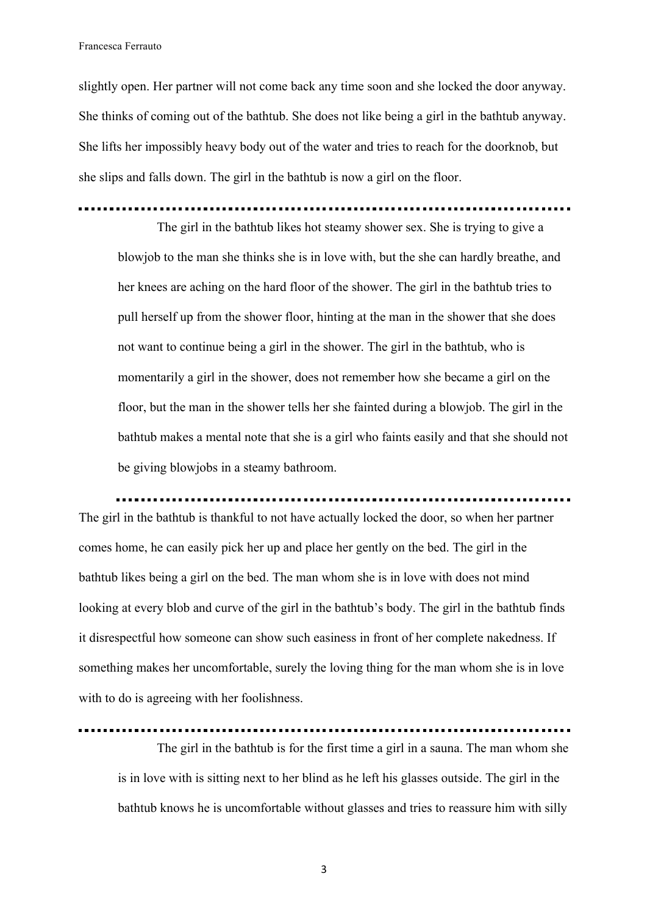slightly open. Her partner will not come back any time soon and she locked the door anyway. She thinks of coming out of the bathtub. She does not like being a girl in the bathtub anyway. She lifts her impossibly heavy body out of the water and tries to reach for the doorknob, but she slips and falls down. The girl in the bathtub is now a girl on the floor.

---

> The girl in the bathtub likes hot steamy shower sex. She is trying to give a blowjob to the man she thinks she is in love with, but the she can hardly breathe, and her knees are aching on the hard floor of the shower. The girl in the bathtub tries to pull herself up from the shower floor, hinting at the man in the shower that she does not want to continue being a girl in the shower. The girl in the bathtub, who is momentarily a girl in the shower, does not remember how she became a girl on the floor, but the man in the shower tells her she fainted during a blowjob. The girl in the bathtub makes a mental note that she is a girl who faints easily and that she should not be giving blowjobs in a steamy bathroom.

---

The girl in the bathtub is thankful to not have actually locked the door, so when her partner comes home, he can easily pick her up and place her gently on the bed. The girl in the bathtub likes being a girl on the bed. The man whom she is in love with does not mind looking at every blob and curve of the girl in the bathtub's body. The girl in the bathtub finds it disrespectful how someone can show such easiness in front of her complete nakedness. If something makes her uncomfortable, surely the loving thing for the man whom she is in love with to do is agreeing with her foolishness.

---

> The girl in the bathtub is for the first time a girl in a sauna. The man whom she is in love with is sitting next to her blind as he left his glasses outside. The girl in the bathtub knows he is uncomfortable without glasses and tries to reassure him with silly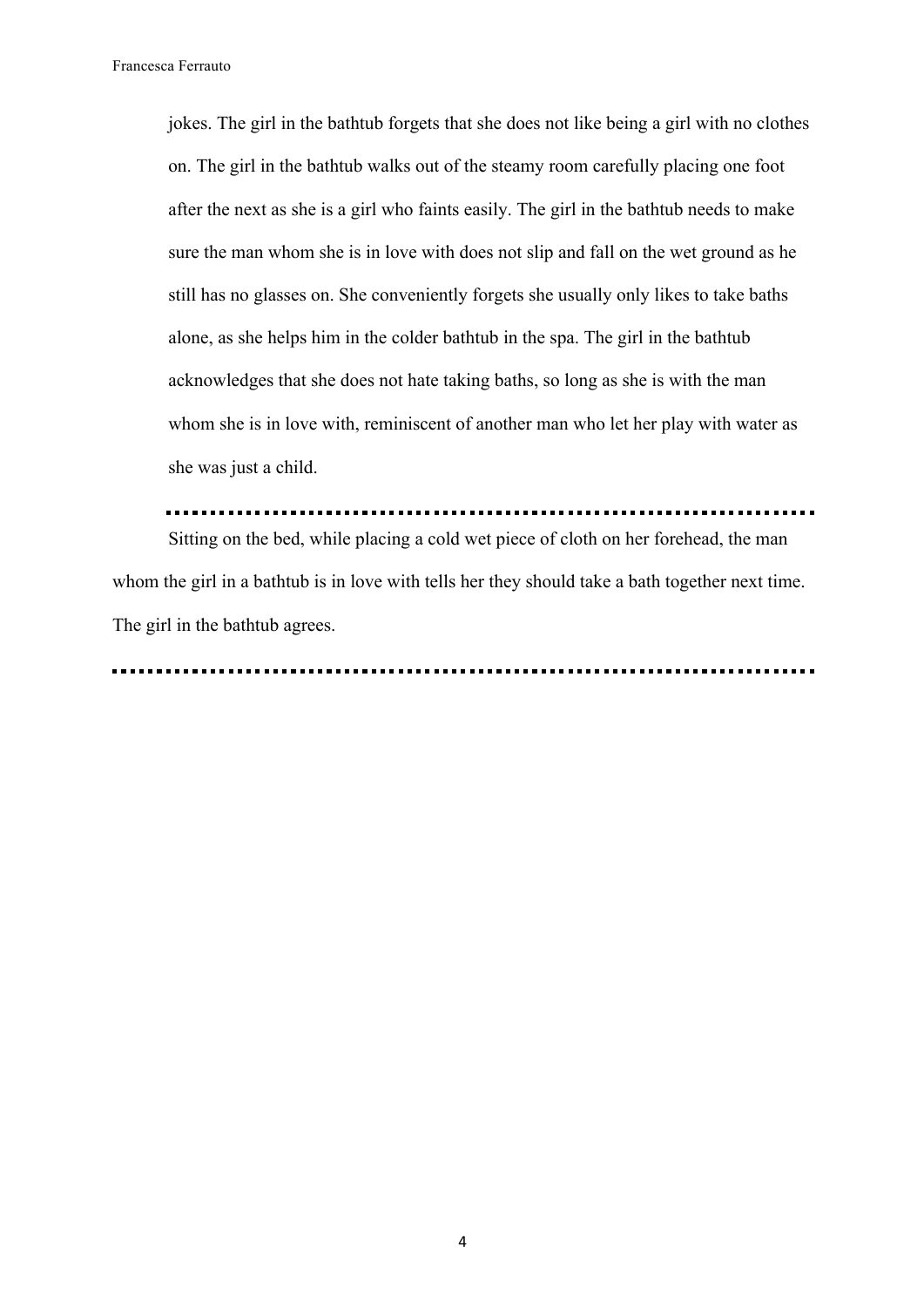jokes. The girl in the bathtub forgets that she does not like being a girl with no clothes on. The girl in the bathtub walks out of the steamy room carefully placing one foot after the next as she is a girl who faints easily. The girl in the bathtub needs to make sure the man whom she is in love with does not slip and fall on the wet ground as he still has no glasses on. She conveniently forgets she usually only likes to take baths alone, as she helps him in the colder bathtub in the spa. The girl in the bathtub acknowledges that she does not hate taking baths, so long as she is with the man whom she is in love with, reminiscent of another man who let her play with water as she was just a child.

---

Sitting on the bed, while placing a cold wet piece of cloth on her forehead, the man whom the girl in a bathtub is in love with tells her they should take a bath together next time. The girl in the bathtub agrees.

---